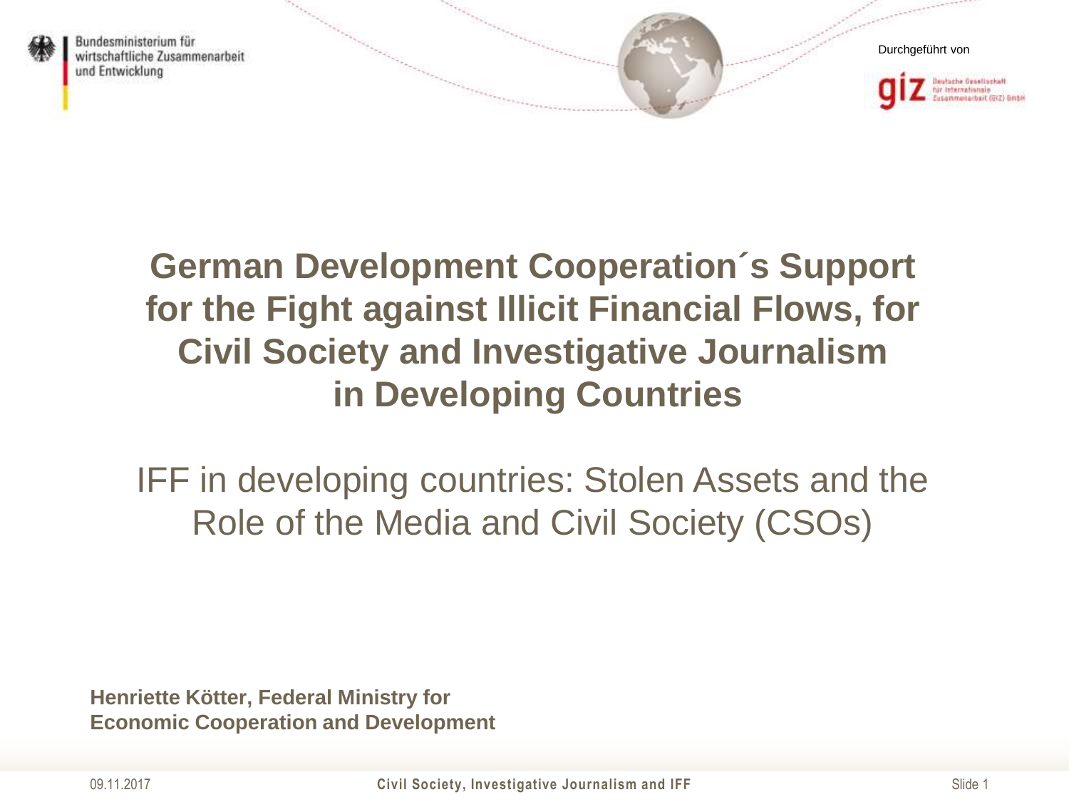Bundesministerium für wirtschaftliche Zusammenarbeit und Entwicklung

Durchgeführt von

giz Deutsche Gesellschaft für Internationale Zusammenarbeit (GIZ) GmbH

# German Development Cooperation´s Support for the Fight against Illicit Financial Flows, for Civil Society and Investigative Journalism in Developing Countries

## IFF in developing countries: Stolen Assets and the Role of the Media and Civil Society (CSOs)

**Henriette Kötter, Federal Ministry for Economic Cooperation and Development**

09.11.2017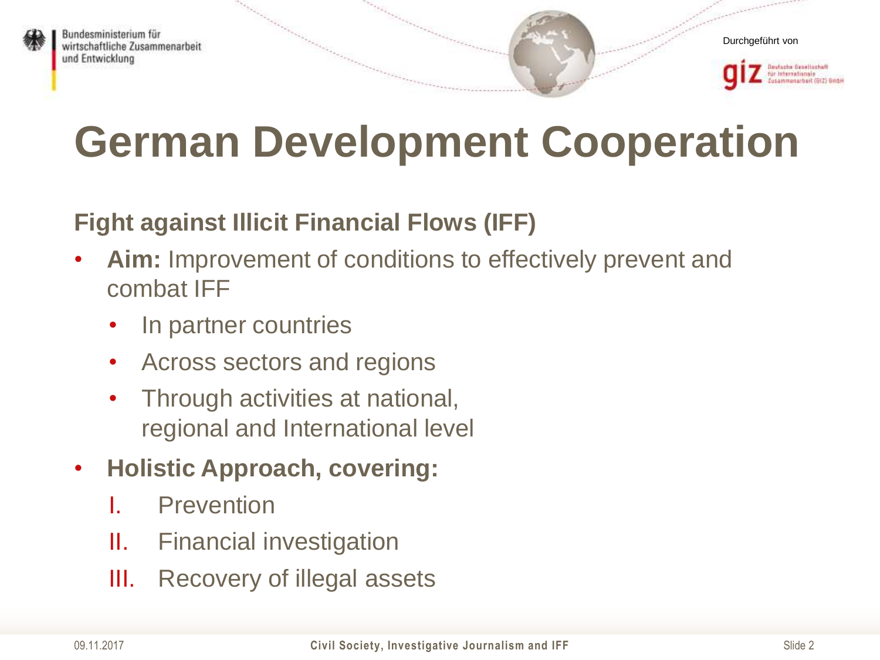# German Development Cooperation

**Fight against Illicit Financial Flows (IFF)**

- **Aim:** Improvement of conditions to effectively prevent and combat IFF
  - In partner countries
  - Across sectors and regions
  - Through activities at national, regional and International level
- **Holistic Approach, covering:**
  1. Prevention
  2. Financial investigation
  3. Recovery of illegal assets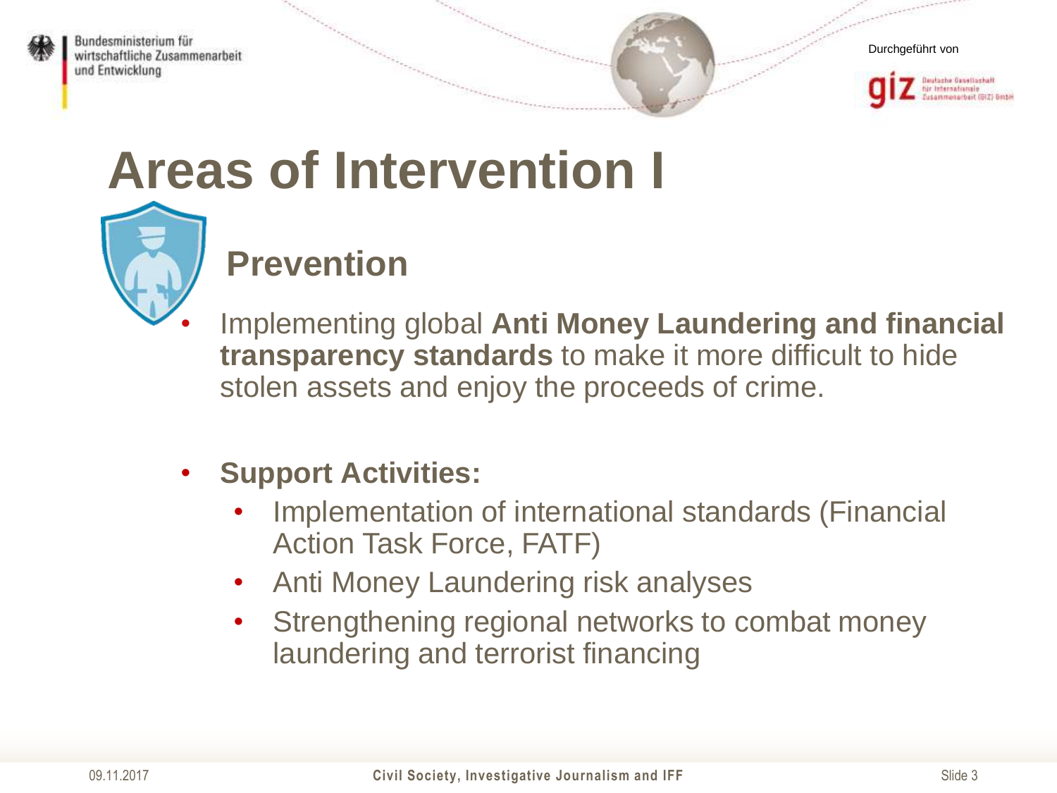# Areas of Intervention I

## Prevention

- Implementing global **Anti Money Laundering and financial transparency standards** to make it more difficult to hide stolen assets and enjoy the proceeds of crime.

- **Support Activities:**
  - Implementation of international standards (Financial Action Task Force, FATF)
  - Anti Money Laundering risk analyses
  - Strengthening regional networks to combat money laundering and terrorist financing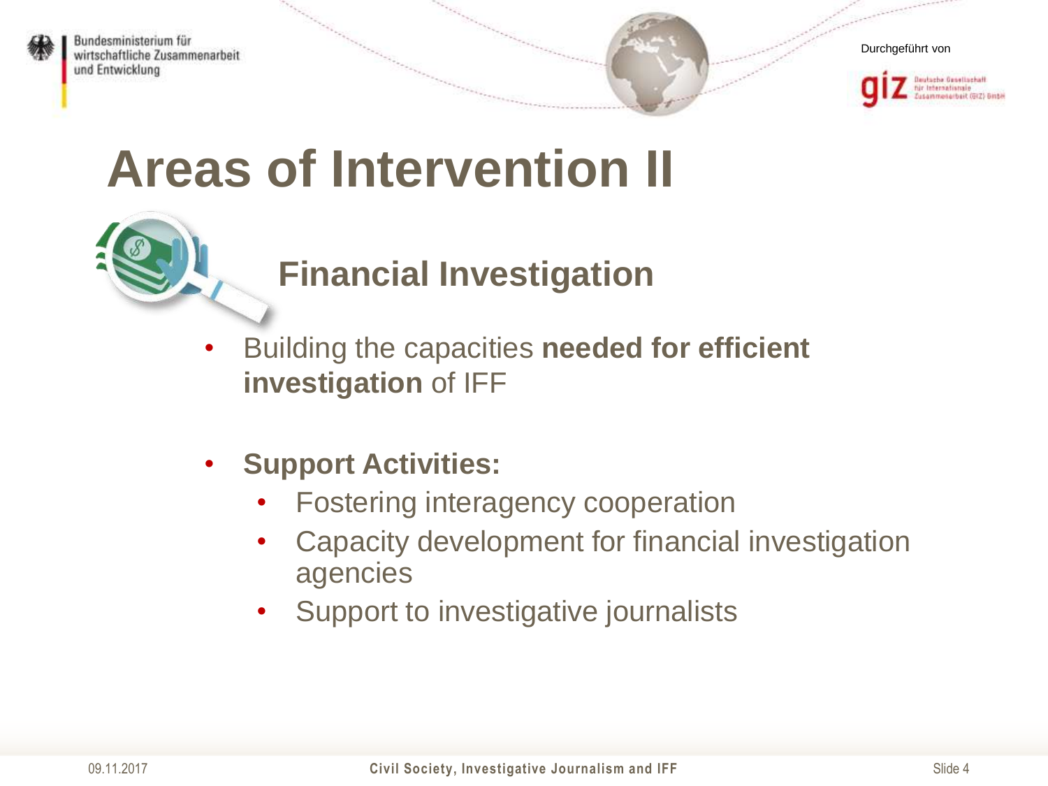# Areas of Intervention II

## Financial Investigation

- Building the capacities **needed for efficient investigation** of IFF
- **Support Activities:**
  - Fostering interagency cooperation
  - Capacity development for financial investigation agencies
  - Support to investigative journalists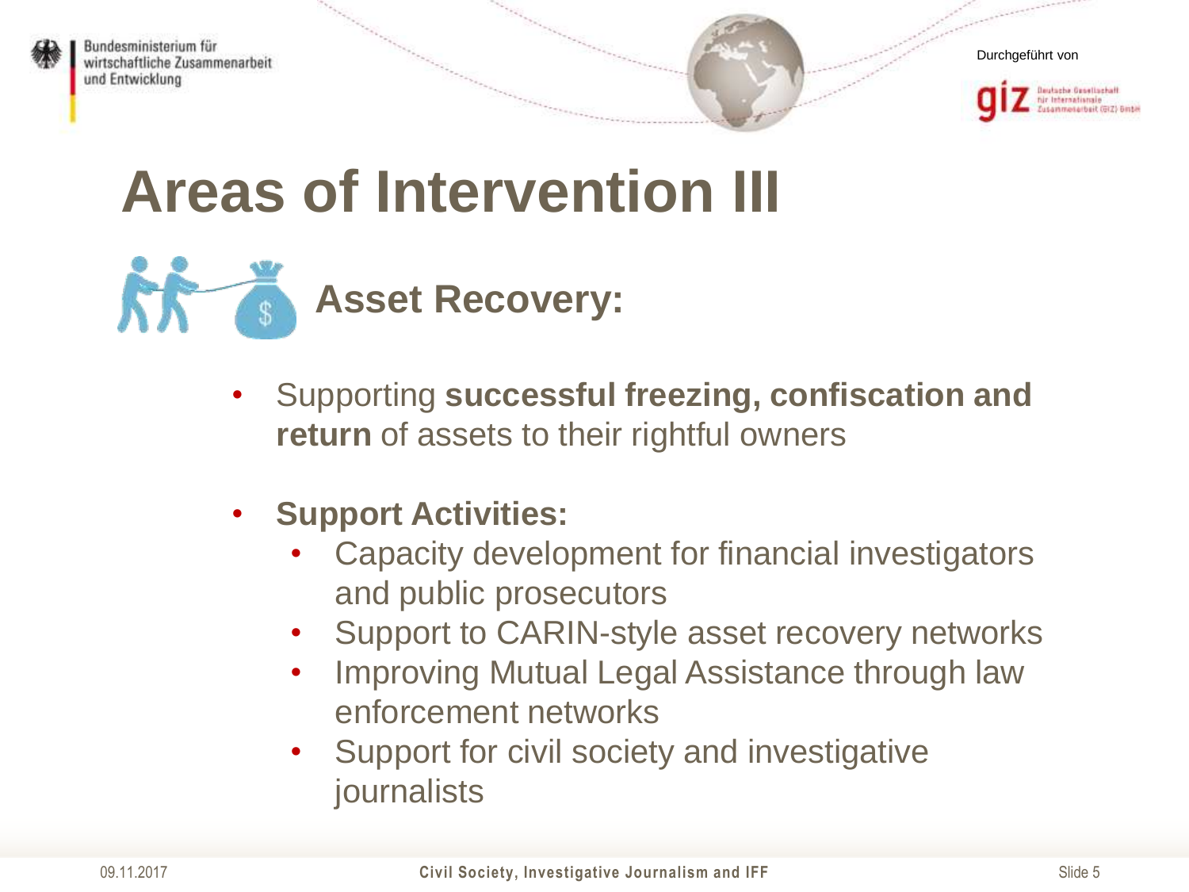# Areas of Intervention III

## Asset Recovery:

- Supporting **successful freezing, confiscation and return** of assets to their rightful owners

- **Support Activities:**
  - Capacity development for financial investigators and public prosecutors
  - Support to CARIN-style asset recovery networks
  - Improving Mutual Legal Assistance through law enforcement networks
  - Support for civil society and investigative journalists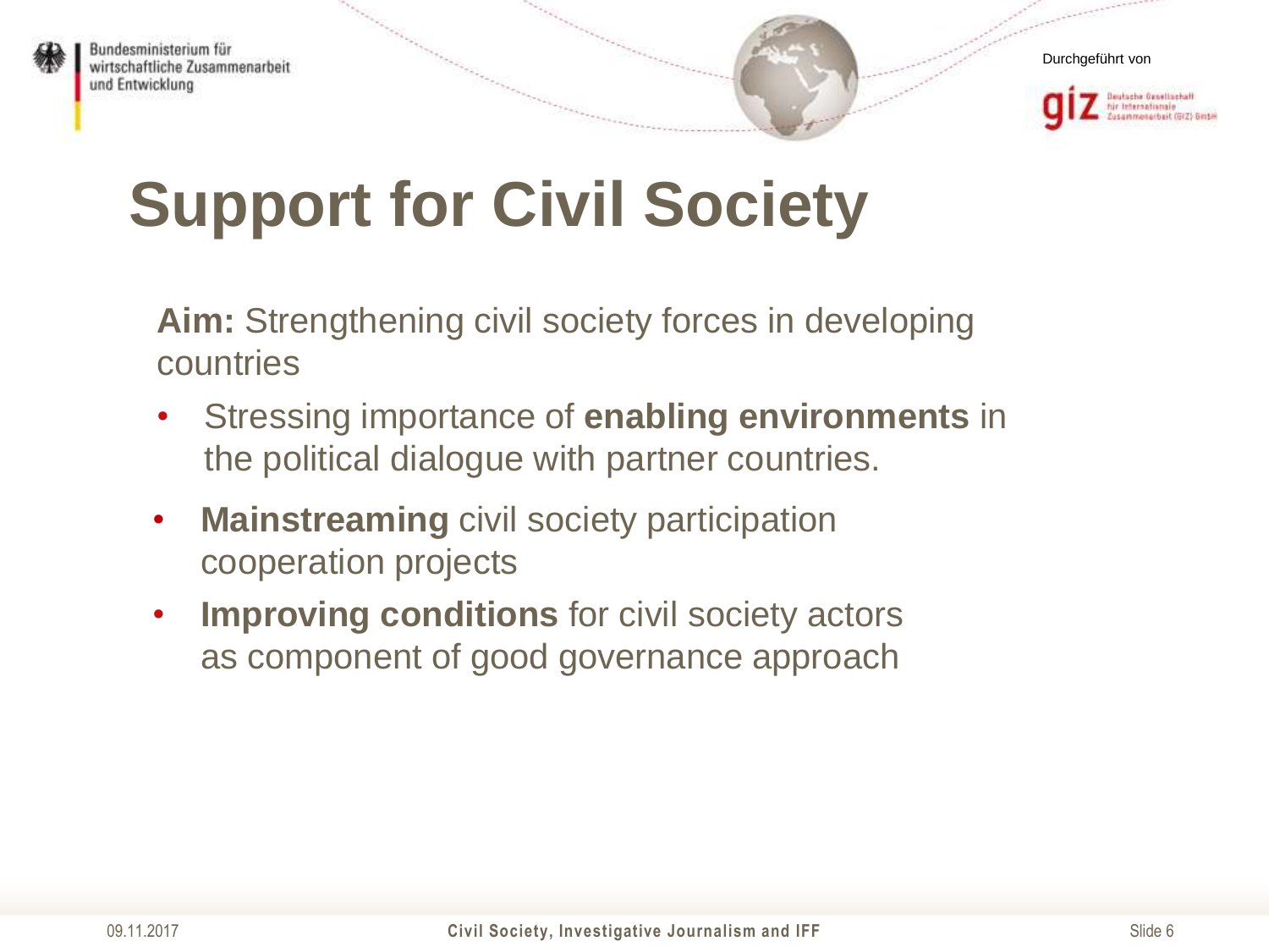# Support for Civil Society

**Aim:** Strengthening civil society forces in developing countries

- Stressing importance of **enabling environments** in the political dialogue with partner countries.
- **Mainstreaming** civil society participation cooperation projects
- **Improving conditions** for civil society actors as component of good governance approach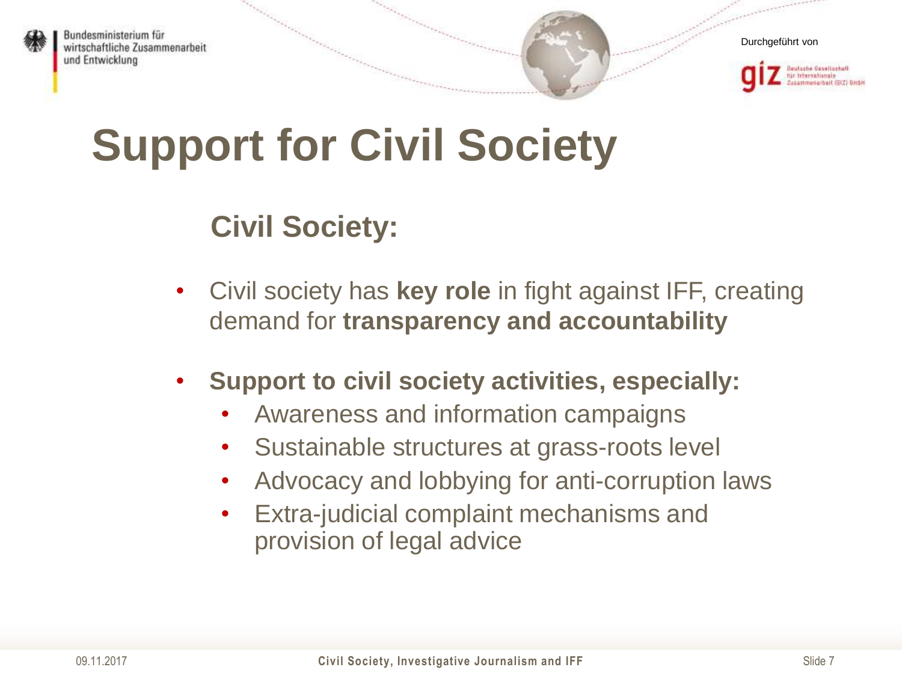# Support for Civil Society

## Civil Society:

- Civil society has **key role** in fight against IFF, creating demand for **transparency and accountability**
- **Support to civil society activities, especially:**
  - Awareness and information campaigns
  - Sustainable structures at grass-roots level
  - Advocacy and lobbying for anti-corruption laws
  - Extra-judicial complaint mechanisms and provision of legal advice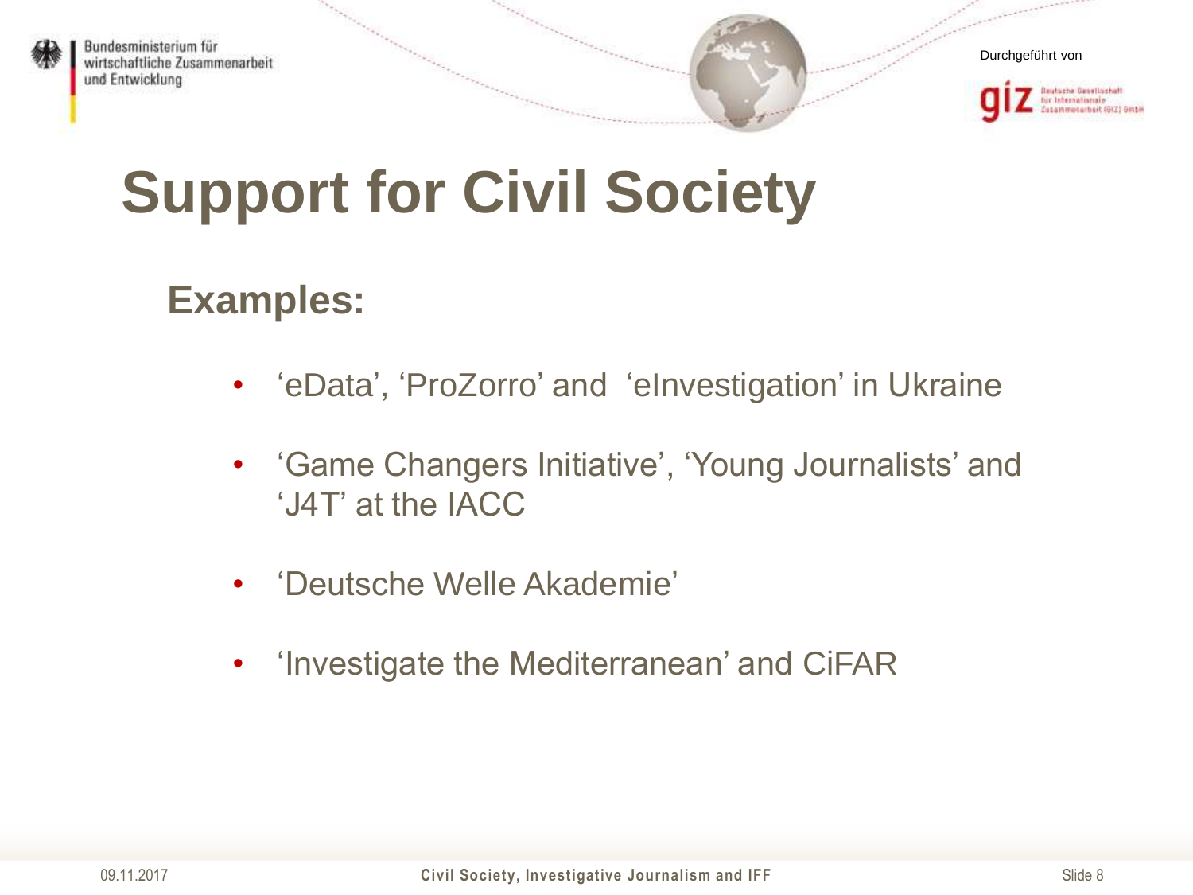# Support for Civil Society

## Examples:

- 'eData', 'ProZorro' and 'eInvestigation' in Ukraine
- 'Game Changers Initiative', 'Young Journalists' and 'J4T' at the IACC
- 'Deutsche Welle Akademie'
- 'Investigate the Mediterranean' and CiFAR